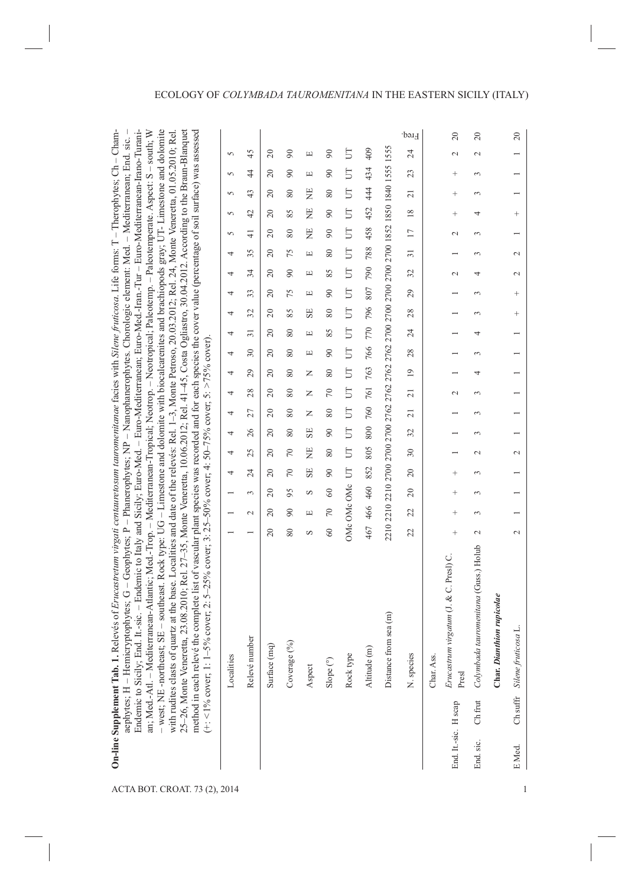**On-line Supplement Tab. 1.** Relevés of *Erucastretum virgati centauretosum tauromenitanae* facies with *Silene fruticosa*. Life forms: T – Therophytes; Ch – Chamaephytes; H – Hemicryptophytes; G – Geophytes; P – Phanerophytes; NP – Nanophanerophytes. Chorologic element: Med. – Mediterranean; End. sic. – Endemic to Sicily; End. It.-sic. – Endemic to Italy and Sicily; Euro-Med. – Euro-Mediterranean; Euro-Med.-Iran.-Tur – Euro-Mediterranean-Irano-Turanian; Med.-Atl. – Mediterranean-Atlantic; Med.-Trop. – Mediterranean-Tropical; Neotrop. – Neotropical; Paleotemp. – Paleotemperate. Aspect: S – south; W – west; NE -northeast; SE – southeast. Rock type: UG – Limestone and dolomite with biocalcarenites and brachiopods gray; UT- Limestone and dolomite with rudites clasts of quartz at the base. Localities and date of the relevés: Rel. 1–3, Monte Petroso, 20.03.2012; Rel. 24, Monte Veneretta, 01.05.2010; Rel. 25–26, Monte Veneretta, 23.08.2010; Rel. 27–35, Monte Veneretta, 10.06.2012; Rel. 41–45, Costa Ogliastro, 30.04.2012. According to the Braun-Blanquet method in each relevé the complete list of vascular plant species was recorded and for each species the cover value (percentage of soil surface) was assessed (+: <1% cover; 1: 1–5% cover; 2: 5–25% cover; 3: 25–50% cover; 4: 50–75% cover; 5: >75% cover).

| | | Localities | 1 | 1 | 1 | 4 | 4 | 4 | 4 | 4 | 4 | 4 | 4 | 4 | 4 | 4 | 4 | 5 | 5 | 5 | 5 | 5 | |
|---|---|---|---|---|---|---|---|---|---|---|---|---|---|---|---|---|---|---|---|---|---|---|---|
| | | Relevé number | 1 | 2 | 3 | 24 | 25 | 26 | 27 | 28 | 29 | 30 | 31 | 32 | 33 | 34 | 35 | 41 | 42 | 43 | 44 | 45 | |
| | | Surface (mq) | 20 | 20 | 20 | 20 | 20 | 20 | 20 | 20 | 20 | 20 | 20 | 20 | 20 | 20 | 20 | 20 | 20 | 20 | 20 | 20 | |
| | | Coverage (%) | 80 | 90 | 95 | 70 | 70 | 80 | 80 | 80 | 80 | 80 | 80 | 85 | 75 | 90 | 75 | 80 | 85 | 80 | 90 | 90 | |
| | | Aspect | S | E | S | SE | NE | SE | N | N | N | E | E | SE | E | E | E | NE | NE | NE | E | E | |
| | | Slope (°) | 60 | 70 | 60 | 90 | 80 | 90 | 80 | 70 | 80 | 90 | 85 | 80 | 90 | 85 | 80 | 90 | 90 | 80 | 90 | 90 | |
| | | Rock type | OMc | OMc | OMc | UT | UT | UT | UT | UT | UT | UT | UT | UT | UT | UT | UT | UT | UT | UT | UT | UT | |
| | | Altitude (m) | 467 | 466 | 460 | 852 | 805 | 800 | 760 | 761 | 763 | 766 | 770 | 796 | 807 | 790 | 788 | 458 | 452 | 444 | 434 | 409 | |
| | | Distance from sea (m) | 2210 | 2210 | 2210 | 2700 | 2700 | 2700 | 2762 | 2762 | 2762 | 2762 | 2700 | 2700 | 2700 | 2700 | 2700 | 1852 | 1850 | 1840 | 1555 | 1555 | |
| | | N. species | 22 | 22 | 20 | 20 | 30 | 32 | 21 | 21 | 19 | 28 | 24 | 28 | 29 | 32 | 31 | 17 | 18 | 21 | 23 | 24 | Freq. |
| | | Char. Ass. | | | | | | | | | | | | | | | | | | | | | |
| End. It.-sic. | H scap | *Erucastrum virgatum* (J. & C. Presl) C. Presl | + | + | + | + | 1 | 1 | 1 | 2 | 1 | 1 | 1 | 1 | 1 | 2 | 1 | 2 | + | + | + | 2 | 20 |
| End. sic. | Ch frut | *Colymbada tauromenitana* (Guss.) Holub | 2 | 3 | 3 | 3 | 2 | 3 | 3 | 3 | 4 | 3 | 4 | 3 | 3 | 4 | 3 | 3 | 4 | 3 | 3 | 2 | 20 |
| | | **Char. *Dianthion rupicolae*** | | | | | | | | | | | | | | | | | | | | | |
| E Med. | Ch suffr | *Silene fruticosa* L. | 2 | 1 | 1 | 1 | 2 | 1 | 1 | 1 | 1 | 1 | 1 | + | + | 2 | 2 | 1 | + | 1 | 1 | 1 | 20 |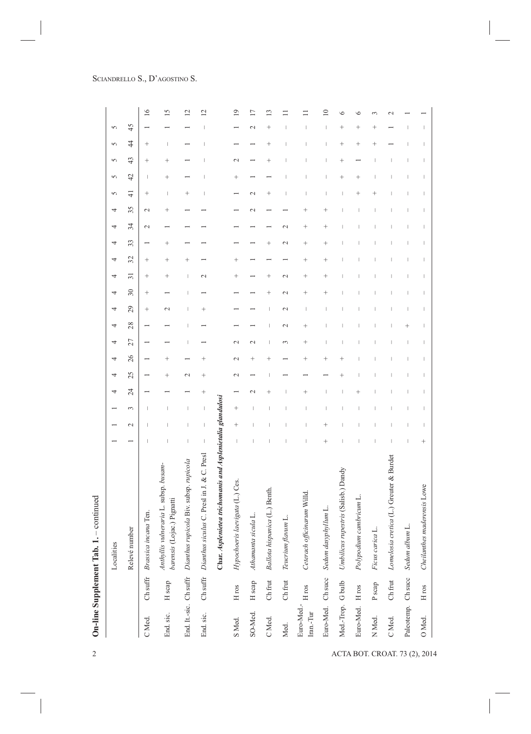**On-line Supplement Tab. 1.** – continued

| | | Localities | 1 | 1 | 1 | 4 | 4 | 4 | 4 | 4 | 4 | 4 | 4 | 4 | 4 | 4 | 4 | 5 | 5 | 5 | 5 | 5 | |
|---|---|---|---|---|---|---|---|---|---|---|---|---|---|---|---|---|---|---|---|---|---|---|---|
| | | Relevé number | 1 | 2 | 3 | 24 | 25 | 26 | 27 | 28 | 29 | 30 | 31 | 32 | 33 | 34 | 35 | 41 | 42 | 43 | 44 | 45 | |
| C Med. | Ch suffr | *Brassica incana* Ten. | – | – | – | 1 | 1 | 1 | 1 | 1 | + | + | + | + | 1 | 2 | 2 | + | – | + | + | 1 | 16 |
| End. sic. | H scap | *Anthyllis vulneraria* L. subsp. *busambarensis* (Lojac.) Pignatti | – | – | – | 1 | + | + | 1 | 1 | 2 | 1 | + | + | + | 1 | + | – | + | + | – | 1 | 15 |
| End. It.-sic. | Ch suffr | *Dianthus rupicola* Biv. subsp. *rupicola* | – | – | – | 1 | 2 | 1 | – | – | – | – | – | + | 1 | 1 | 1 | + | 1 | 1 | 1 | 1 | 12 |
| End. sic. | Ch suffr | *Dianthus siculus* C. Presl in J. & C. Presl | – | – | – | + | + | + | 1 | 1 | + | 1 | 2 | 1 | 1 | 1 | 1 | – | – | – | – | – | 12 |
| | | ***Char. Asplenietea trichomanis and Asplenietalia glandulosi*** | | | | | | | | | | | | | | | | | | | | | |
| S Med. | H ros | *Hypochoeris laevigata* (L.) Ces. | – | + | + | 1 | 2 | 2 | 2 | 1 | 1 | 1 | + | + | 1 | 1 | 1 | 1 | + | 2 | 1 | 1 | 19 |
| SO-Med. | H scap | *Athamanta sicula* L. | – | – | – | 2 | 1 | + | 2 | 1 | 1 | 1 | 1 | 1 | 1 | 1 | 2 | 2 | 1 | 1 | 1 | 2 | 17 |
| C Med. | Ch frut | *Ballota hispanica* (L.) Benth. | – | – | – | + | – | + | – | – | – | + | + | 1 | + | 1 | 1 | + | 1 | + | + | + | 13 |
| Med. | Ch frut | *Teucrium flavum* L. | – | – | – | – | 1 | 1 | 3 | 2 | 2 | 2 | 2 | 1 | 2 | 2 | 1 | – | – | – | – | – | 11 |
| Euro-Med.-Iran.-Tur | H ros | *Ceterach officinarum* Willd. | – | – | – | + | 1 | + | + | + | – | + | + | + | + | + | + | – | – | – | – | – | 11 |
| Euro-Med. | Ch succ | *Sedum dasyphyllum* L. | + | + | – | – | 1 | + | – | – | – | + | + | + | + | + | + | – | – | – | – | – | 10 |
| Med.-Trop. | G bulb | *Umbilicus rupestris* (Salisb.) Dandy | – | – | – | – | + | + | – | – | – | – | – | – | – | – | – | – | + | + | + | + | 6 |
| Euro-Med. | H ros | *Polypodium cambricum* L. | – | – | – | + | – | – | – | – | – | – | – | – | – | – | – | + | + | 1 | + | + | 6 |
| N Med. | P scap | *Ficus carica* L. | – | – | – | – | – | – | – | – | – | – | – | – | – | – | – | + | – | – | + | + | 3 |
| C Med. | Ch frut | *Lomelosia cretica* (L.) Greuter & Burdet | – | – | – | – | – | – | – | – | – | – | – | – | – | – | – | – | – | – | 1 | 1 | 2 |
| Paleotemp. | Ch succ | *Sedum album* L. | – | – | – | – | – | – | – | + | – | – | – | – | – | – | – | – | – | – | – | – | 1 |
| O Med. | H ros | *Cheilanthes maderensis* Lowe | + | – | – | – | – | – | – | – | – | – | – | – | – | – | – | – | – | – | – | – | 1 |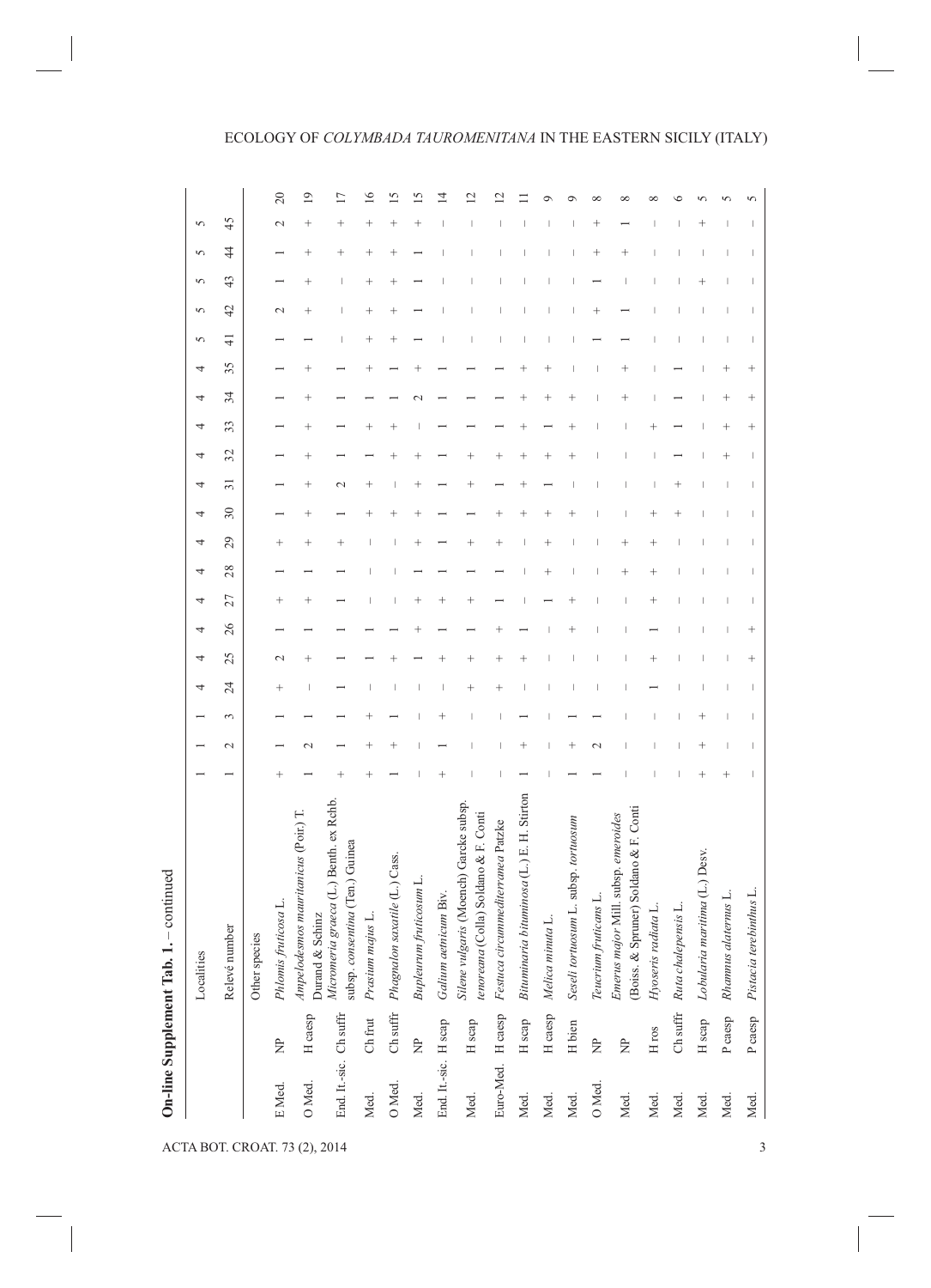**On-line Supplement Tab. 1.** – continued

| | | Localities | 1 | 1 | 1 | 4 | 4 | 4 | 4 | 4 | 4 | 4 | 4 | 4 | 4 | 4 | 4 | 5 | 5 | 5 | 5 | 5 | |
|---|---|---|---|---|---|---|---|---|---|---|---|---|---|---|---|---|---|---|---|---|---|---|---|
| | | Relevé number | 1 | 2 | 3 | 24 | 25 | 26 | 27 | 28 | 29 | 30 | 31 | 32 | 33 | 34 | 35 | 41 | 42 | 43 | 44 | 45 | |
| | | Other species | | | | | | | | | | | | | | | | | | | | | |
| E Med. | NP | *Phlomis fruticosa* L. | + | 1 | 1 | + | 2 | 1 | + | 1 | + | 1 | 1 | 1 | 1 | 1 | 1 | 1 | 2 | 1 | 1 | 2 | 20 |
| O Med. | H caesp | *Ampelodesmos mauritanicus* (Poir.) T. Durand & Schinz | 1 | 2 | 1 | – | + | 1 | + | 1 | + | + | + | + | + | + | + | 1 | + | + | + | + | 19 |
| End. It.-sic. | Ch suffr | *Micromeria graeca* (L.) Benth. ex Rchb. subsp. *consentina* (Ten.) Guinea | + | 1 | 1 | 1 | 1 | 1 | 1 | 1 | + | 1 | 2 | 1 | 1 | 1 | 1 | – | – | – | + | + | 17 |
| Med. | Ch frut | *Prasium majus* L. | + | + | + | – | 1 | 1 | – | – | – | + | + | 1 | + | 1 | + | + | + | + | + | + | 16 |
| O Med. | Ch suffr | *Phagnalon saxatile* (L.) Cass. | 1 | + | 1 | – | + | 1 | – | – | – | + | – | + | + | 1 | 1 | + | + | + | + | + | 15 |
| Med. | NP | *Bupleurum fruticosum* L. | – | – | – | – | 1 | + | + | 1 | + | + | + | + | – | 2 | + | 1 | 1 | 1 | 1 | + | 15 |
| End. It.-sic. | H scap | *Galium aetnicum* Biv. | + | 1 | + | – | + | 1 | + | 1 | 1 | 1 | 1 | 1 | 1 | 1 | 1 | – | – | – | – | – | 14 |
| Med. | H scap | *Silene vulgaris* (Moench) Garcke subsp. *tenoreana* (Colla) Soldano & F. Conti | – | – | – | + | + | 1 | + | 1 | + | 1 | + | + | 1 | 1 | 1 | – | – | – | – | – | 12 |
| Euro-Med. | H caesp | *Festuca circummediterranea* Patzke | – | – | – | + | + | + | 1 | 1 | + | + | 1 | + | 1 | 1 | 1 | – | – | – | – | – | 12 |
| Med. | H scap | *Bituminaria bituminosa* (L.) E. H. Stirton | 1 | + | 1 | – | + | 1 | – | – | – | + | + | + | + | + | + | – | – | – | – | – | 11 |
| Med. | H caesp | *Melica minuta* L. | – | – | – | – | – | – | 1 | + | + | + | 1 | + | 1 | + | + | – | – | – | – | – | 9 |
| Med. | H bien | *Seseli tortuosum* L. subsp. *tortuosum* | 1 | + | 1 | – | – | + | + | – | – | + | – | + | + | + | – | – | – | – | – | – | 9 |
| O Med. | NP | *Teucrium fruticans* L. | 1 | 2 | 1 | – | – | – | – | – | – | – | – | – | – | – | – | 1 | + | 1 | + | + | 8 |
| Med. | NP | *Emerus major* Mill. subsp. *emeroides* (Boiss. & Spruner) Soldano & F. Conti | – | – | – | – | – | – | – | + | + | – | – | – | – | + | + | 1 | 1 | – | + | 1 | 8 |
| Med. | H ros | *Hyoseris radiata* L. | – | – | – | 1 | + | 1 | + | + | + | + | – | – | + | – | – | – | – | – | – | – | 8 |
| Med. | Ch suffr | *Ruta chalepensis* L. | – | – | – | – | – | – | – | – | – | + | + | 1 | 1 | 1 | 1 | – | – | – | – | – | 6 |
| Med. | H scap | *Lobularia maritima* (L.) Desv. | + | + | + | – | – | – | – | – | – | – | – | – | – | – | – | – | – | + | – | + | 5 |
| Med. | P caesp | *Rhamnus alaternus* L. | + | – | – | – | – | – | – | – | – | – | – | + | + | + | + | – | – | – | – | – | 5 |
| Med. | P caesp | *Pistacia terebinthus* L. | – | – | – | – | + | + | – | – | – | – | – | – | + | + | + | – | – | – | – | – | 5 |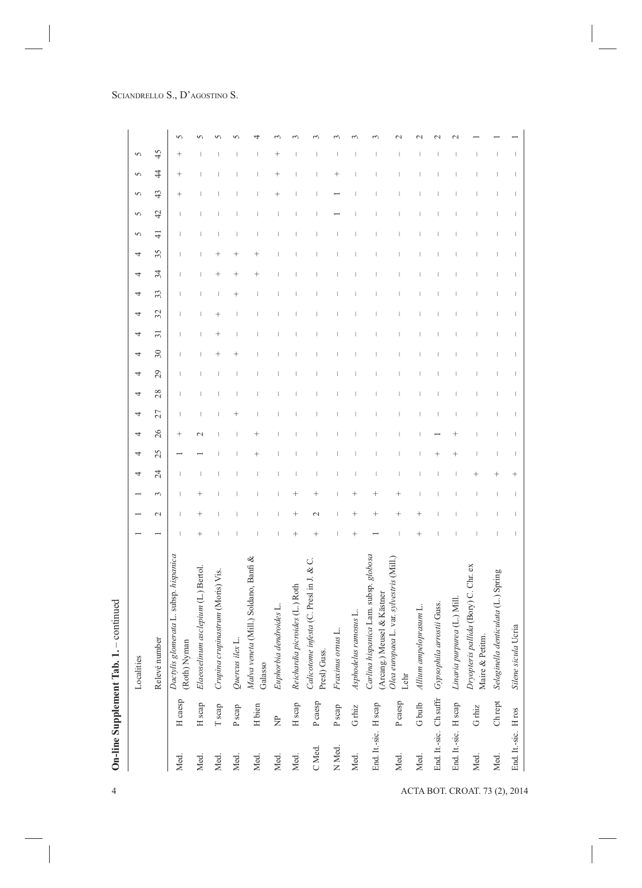**On-line Supplement Tab. 1.** – continued

| | | Localities | 1 | 1 | 1 | 4 | 4 | 4 | 4 | 4 | 4 | 4 | 4 | 4 | 4 | 4 | 4 | 5 | 5 | 5 | 5 | 5 | |
|---|---|---|---|---|---|---|---|---|---|---|---|---|---|---|---|---|---|---|---|---|---|---|---|
| | | Relevé number | 1 | 2 | 3 | 24 | 25 | 26 | 27 | 28 | 29 | 30 | 31 | 32 | 33 | 34 | 35 | 41 | 42 | 43 | 44 | 45 | |
| Med. | H caesp | *Dactylis glomerata* L. subsp. *hispanica* (Roth) Nyman | – | – | – | – | 1 | + | – | – | – | – | – | – | – | – | – | – | – | + | + | + | 5 |
| Med. | H scap | *Elaeoselinum asclepium* (L.) Bertol. | + | + | + | – | 1 | 2 | – | – | – | – | – | – | – | – | – | – | – | – | – | – | 5 |
| Med. | T scap | *Crupina crupinastrum* (Moris) Vis. | – | – | – | – | – | – | – | – | – | – | + | + | – | + | + | – | – | – | – | – | 5 |
| Med. | P scap | *Quercus ilex* L. | – | – | – | – | – | – | + | – | – | + | – | – | + | + | + | – | – | – | – | – | 5 |
| Med. | H bien | *Malva veneta* (Mill.) Soldano, Banfi & Galasso | – | – | – | – | + | + | – | – | – | – | – | – | – | + | + | – | – | – | – | – | 4 |
| Med. | NP | *Euphorbia dendroides* L. | – | – | – | – | – | – | – | – | – | – | – | – | – | – | – | – | – | + | + | + | 3 |
| Med. | H scap | *Reichardia picroides* (L.) Roth | + | + | + | – | – | – | – | – | – | – | – | – | – | – | – | – | – | – | – | – | 3 |
| C Med. | P caesp | *Calicotome infesta* (C. Presl in J. & C. Presl) Guss. | + | 2 | + | – | – | – | – | – | – | – | – | – | – | – | – | – | – | – | – | – | 3 |
| N Med. | P scap | *Fraxinus ornus* L. | – | – | – | – | – | – | – | – | – | – | – | – | – | – | – | – | 1 | 1 | + | – | 3 |
| Med. | G rhiz | *Asphodelus ramosus* L. | + | + | + | – | – | – | – | – | – | – | – | – | – | – | – | – | – | – | – | – | 3 |
| End. It.-sic. | H scap | *Carlina hispanica* Lam. subsp. *globosa* (Arcang.) Meusel & Kästner | 1 | + | + | – | – | – | – | – | – | – | – | – | – | – | – | – | – | – | – | – | 3 |
| Med. | P caesp | *Olea europaea* L. var. *sylvestris* (Mill.) Lehr | – | + | + | – | – | – | – | – | – | – | – | – | – | – | – | – | – | – | – | – | 2 |
| Med. | G bulb | *Allium ampeloprasum* L. | + | + | – | – | – | – | – | – | – | – | – | – | – | – | – | – | – | – | – | – | 2 |
| End. It.-sic. | Ch suffr | *Gypsophila arrostii* Guss. | – | – | – | – | + | 1 | – | – | – | – | – | – | – | – | – | – | – | – | – | – | 2 |
| End. It.-sic. | H scap | *Linaria purpurea* (L.) Mill. | – | – | – | – | + | + | – | – | – | – | – | – | – | – | – | – | – | – | – | – | 2 |
| Med. | G rhiz | *Dryopteris pallida* (Bory) C. Chr. ex Maire & Petitm. | – | – | – | + | – | – | – | – | – | – | – | – | – | – | – | – | – | – | – | – | 1 |
| Med. | Ch rept | *Selaginella denticulata* (L.) Spring | – | – | – | + | – | – | – | – | – | – | – | – | – | – | – | – | – | – | – | – | 1 |
| End. It.-sic. | H ros | *Silene sicula* Ucria | – | – | – | + | – | – | – | – | – | – | – | – | – | – | – | – | – | – | – | – | 1 |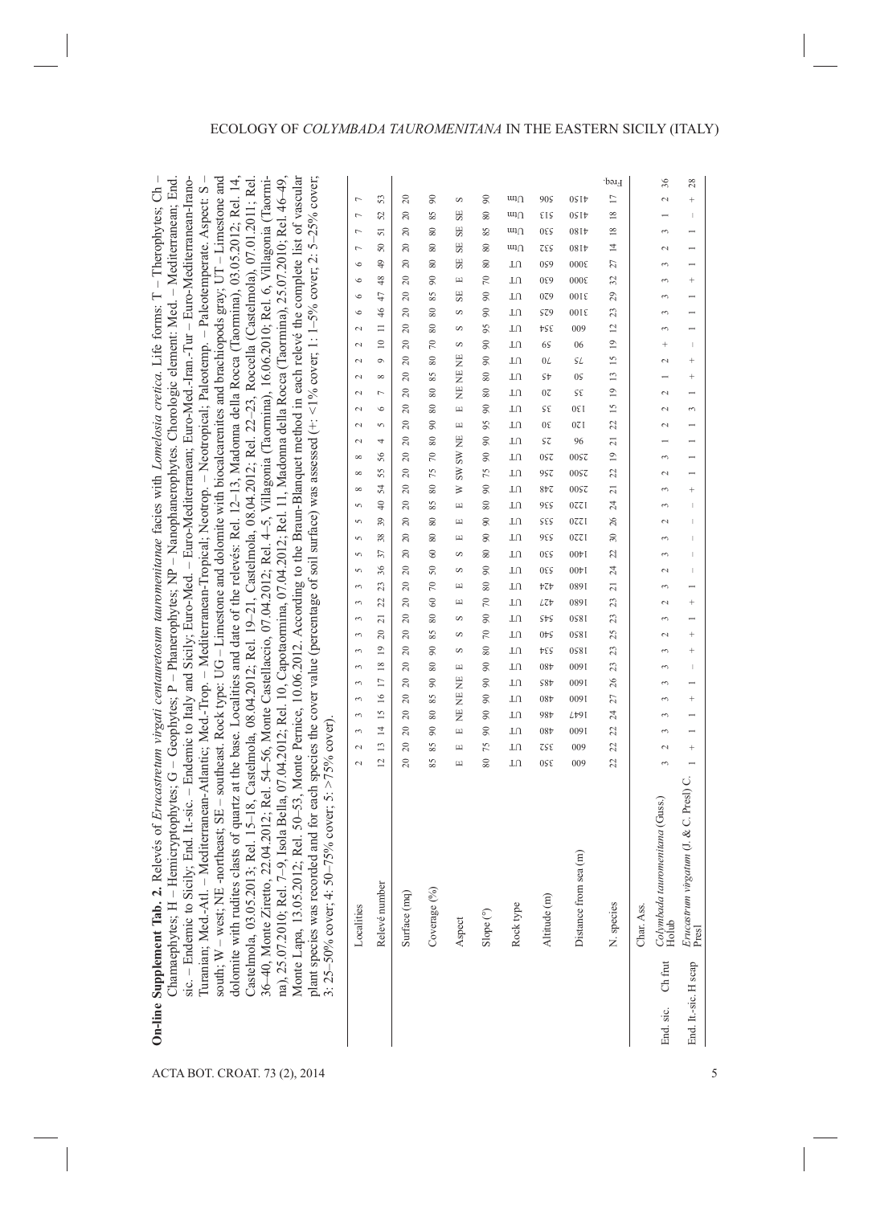**On-line Supplement Tab. 2.** Relevés of *Erucastretum virgati centauretosum tauromenitanae* facies with *Lomelosia cretica*. Life forms: T – Therophytes; Ch – Chamaephytes; H – Hemicryptophytes; G – Geophytes; P – Phanerophytes; NP – Nanophanerophytes. Chorologic element: Med. – Mediterranean; End. sic. – Endemic to Sicily; End. It.-sic. – Endemic to Italy and Sicily; Euro-Med. – Euro-Mediterranean; Euro-Med.-Iran.-Tur – Euro-Mediterranean-Irano-Turanian; Med.-Atl. – Mediterranean-Atlantic; Med.-Trop. – Mediterranean-Tropical; Neotrop. – Neotropical; Paleotemp. – Paleotemperate. Aspect: S – south; W – west; NE -northeast; SE – southeast. Rock type: UG – Limestone and dolomite with biocalcarenites and brachiopods gray; UT – Limestone and dolomite with rudites clasts of quartz at the base. Localities and date of the relevés: Rel. 12–13, Madonna della Rocca (Taormina), 03.05.2012; Rel. 14, Castelmola, 03.05.2013; Rel. 15–18, Castelmola, 08.04.2012; Rel. 19–21, Castelmola, 08.04.2012; Rel. 22–23, Roccella (Castelmola), 07.01.2011; Rel. 36–40, Monte Ziretto, 22.04.2012; Rel. 54–56, Monte Castellaccio, 07.04.2012; Rel. 4–5, Villagonia (Taormina), 16.06.2010; Rel. 6, Villagonia (Taormina), 25.07.2010; Rel. 7–9, Isola Bella, 07.04.2012; Rel. 10, Capotaormina, 07.04.2012; Rel. 11, Madonna della Rocca (Taormina), 25.07.2010; Rel. 46–49, Monte Lapa, 13.05.2012; Rel. 50–53, Monte Pernice, 10.06.2012. According to the Braun-Blanquet method in each relevé the complete list of vascular plant species was recorded and for each species the cover value (percentage of soil surface) was assessed (+: <1% cover; 1: 1–5% cover; 2: 5–25% cover; 3: 25–50% cover; 4: 50–75% cover; 5: >75% cover).

| | | Localities | 2 | 2 | 3 | 3 | 3 | 3 | 3 | 3 | 3 | 3 | 3 | 3 | 5 | 5 | 5 | 5 | 5 | 8 | 8 | 8 | 2 | 2 | 2 | 2 | 2 | 2 | 2 | 2 | 6 | 6 | 6 | 6 | 7 | 7 | 7 | 7 | |
|---|---|---|---|---|---|---|---|---|---|---|---|---|---|---|---|---|---|---|---|---|---|---|---|---|---|---|---|---|---|---|---|---|---|---|---|---|---|---|---|
| | | Relevé number | 12 | 13 | 14 | 15 | 16 | 17 | 18 | 19 | 20 | 21 | 22 | 23 | 36 | 37 | 38 | 39 | 40 | 54 | 55 | 56 | 4 | 5 | 6 | 7 | 8 | 9 | 10 | 11 | 46 | 47 | 48 | 49 | 50 | 51 | 52 | 53 | |
| | | Surface (mq) | 20 | 20 | 20 | 20 | 20 | 20 | 20 | 20 | 20 | 20 | 20 | 20 | 20 | 20 | 20 | 20 | 20 | 20 | 20 | 20 | 20 | 20 | 20 | 20 | 20 | 20 | 20 | 20 | 20 | 20 | 20 | 20 | 20 | 20 | 20 | 20 | |
| | | Coverage (%) | 85 | 85 | 90 | 80 | 85 | 90 | 80 | 90 | 85 | 80 | 60 | 70 | 50 | 60 | 80 | 80 | 85 | 80 | 75 | 70 | 80 | 90 | 80 | 80 | 85 | 80 | 70 | 80 | 80 | 85 | 90 | 80 | 80 | 80 | 85 | 90 | |
| | | Aspect | E | E | E | NE | NE | NE | E | S | S | S | E | E | S | S | E | E | E | W | SW | NE | E | E | NE | NE | NE | S | S | S | S | E | SE | SE | SE | SE | SE | S | |
| | | Slope (°) | 80 | 75 | 90 | 90 | 90 | 90 | 90 | 80 | 70 | 90 | 70 | 80 | 90 | 80 | 90 | 90 | 80 | 80 | 75 | 90 | 90 | 95 | 90 | 80 | 80 | 80 | 90 | 90 | 95 | 90 | 90 | 70 | 80 | 85 | 80 | 90 | |
| | | Rock type | UT | UT | UT | UT | UT | UT | UT | UT | UT | UT | UT | UT | UT | UT | UT | UT | UT | UT | UT | UT | UT | UT | UT | UT | UT | UT | UT | UT | UT | UT | UT | UT | UG | UG | UG | UG | |
| | | Altitude (m) | 350 | 352 | 480 | 486 | 480 | 485 | 480 | 534 | 540 | 545 | 427 | 424 | 530 | 530 | 536 | 535 | 536 | 248 | 256 | 250 | 25 | 30 | 55 | 20 | 45 | 70 | 59 | 354 | 625 | 620 | 630 | 650 | 532 | 530 | 513 | 506 | |
| | | Distance from sea (m) | 600 | 600 | 1600 | 1647 | 1600 | 1600 | 1600 | 1850 | 1850 | 1850 | 1680 | 1680 | 1400 | 1400 | 1220 | 1220 | 1220 | 2500 | 2500 | 2500 | 96 | 120 | 130 | 35 | 50 | 75 | 90 | 600 | 3100 | 3100 | 3000 | 3000 | 4180 | 4180 | 4150 | 4150 | |
| | | N. species | 22 | 22 | 22 | 24 | 27 | 26 | 23 | 23 | 25 | 23 | 23 | 21 | 24 | 22 | 30 | 26 | 24 | 21 | 22 | 19 | 21 | 22 | 15 | 19 | 13 | 15 | 19 | 12 | 23 | 29 | 32 | 27 | 14 | 18 | 18 | 17 | Freq. |
| | | Char. Ass. | | | | | | | | | | | | | | | | | | | | | | | | | | | | | | | | | | | | | |
| End. sic. | Ch frut | *Colymbada tauromenitana* (Guss.) Holub | 3 | 2 | 3 | 3 | 3 | 3 | 3 | 2 | 3 | 2 | 3 | 2 | 3 | 3 | 2 | 3 | 3 | 3 | 2 | 3 | 1 | 2 | 2 | 2 | 1 | 2 | + | 3 | 3 | 3 | 3 | 3 | 2 | 3 | 1 | 2 | 36 |
| End. It.-sic. | H scap | *Erucastrum virgatum* (J. & C. Presl) C. Presl | 1 | + | 1 | 1 | + | 1 | – | + | + | 1 | + | 1 | – | – | – | – | – | + | 1 | 1 | 1 | 1 | 3 | 1 | + | + | – | 1 | 1 | + | 1 | 1 | 1 | 1 | – | + | 28 |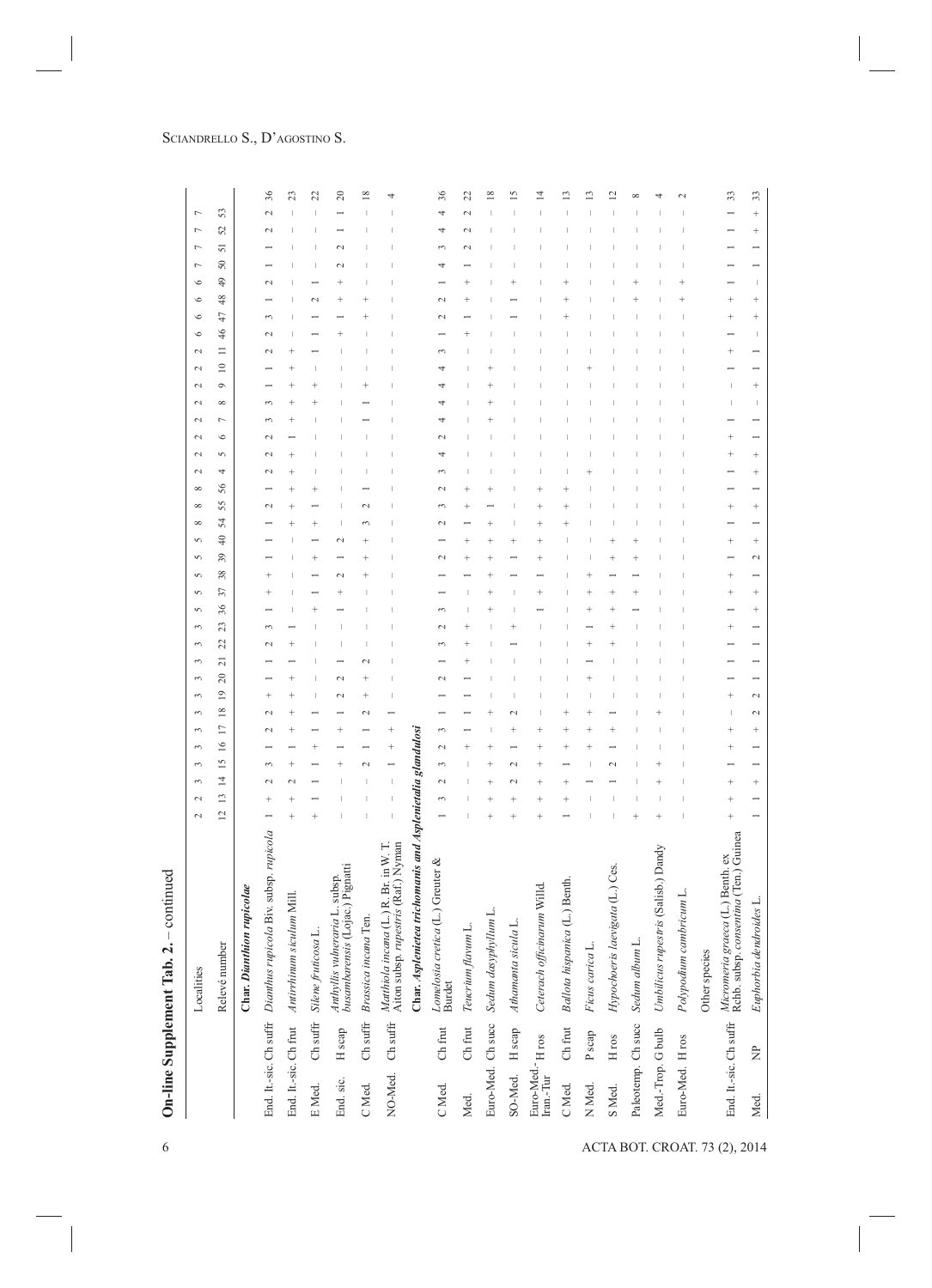**On-line Supplement Tab. 2.** – continued

| | | Localities | 2 | 2 | 3 | 3 | 3 | 3 | 3 | 3 | 3 | 3 | 3 | 3 | 5 | 5 | 5 | 5 | 5 | 8 | 8 | 8 | 2 | 2 | 2 | 2 | 2 | 2 | 2 | 2 | 6 | 6 | 6 | 6 | 7 | 7 | 7 | 7 | |
|---|---|---|---|---|---|---|---|---|---|---|---|---|---|---|---|---|---|---|---|---|---|---|---|---|---|---|---|---|---|---|---|---|---|---|---|---|---|---|---|
| | | Relevé number | 12 | 13 | 14 | 15 | 16 | 17 | 18 | 19 | 20 | 21 | 22 | 23 | 36 | 37 | 38 | 39 | 40 | 54 | 55 | 56 | 4 | 5 | 6 | 7 | 8 | 9 | 10 | 11 | 46 | 47 | 48 | 49 | 50 | 51 | 52 | 53 | |
| | | **Char. *Dianthion rupicolae*** | | | | | | | | | | | | | | | | | | | | | | | | | | | | | | | | | | | | | |
| End. It.-sic. | Ch suffr | *Dianthus rupicola* Biv. subsp. *rupicola* | 1 | + | 2 | 3 | 1 | 2 | 2 | + | 1 | 1 | 2 | 3 | 1 | + | + | 1 | 1 | 1 | 2 | 1 | 2 | 2 | 2 | 3 | 3 | 1 | 1 | 2 | 2 | 3 | 1 | 2 | 1 | 1 | 2 | 2 | 36 |
| End. It.-sic. | Ch frut | *Antirrhinum siculum* Mill. | + | + | 2 | + | 1 | + | + | + | + | 1 | + | 1 | – | – | – | – | – | + | + | + | + | + | 1 | + | + | + | + | + | – | – | – | – | – | – | – | – | 23 |
| E Med. | Ch suffr | *Silene fruticosa* L. | + | 1 | 1 | 1 | + | 1 | 1 | – | – | – | – | – | + | 1 | 1 | + | 1 | + | 1 | + | – | – | – | – | + | + | – | 1 | 1 | 1 | 2 | 1 | – | – | – | – | 22 |
| End. sic. | H scap | *Anthyllis vulneraria* L. subsp. *busambarensis* (Lojac.) Pignatti | – | – | – | + | 1 | + | 1 | 2 | 2 | 1 | – | – | 1 | + | 2 | 1 | 2 | – | – | – | – | – | – | – | – | – | – | – | + | 1 | + | + | 2 | 2 | 1 | 1 | 20 |
| C Med. | Ch suffr | *Brassica incana* Ten. | – | – | – | 2 | 1 | 1 | 2 | + | 2 | – | – | – | – | – | + | + | + | 3 | 2 | 1 | – | – | – | 1 | 1 | + | – | – | – | + | + | + | – | – | – | – | 18 |
| NO-Med. | Ch suffr | *Matthiola incana* (L.) R. Br. in W. T. Aiton subsp. *rupestris* (Raf.) Nyman | – | – | – | 1 | + | + | 1 | – | – | – | – | – | – | – | – | – | – | – | – | – | – | – | – | – | – | – | – | – | – | – | – | – | – | – | – | – | 4 |
| | | **Char. *Asplenietea trichomanis* and *Asplenietalia glandulosi*** | | | | | | | | | | | | | | | | | | | | | | | | | | | | | | | | | | | | | |
| C Med. | Ch frut | *Lomelosia cretica* (L.) Greuter & Burdet | 1 | 3 | 2 | 3 | 2 | 3 | 1 | 2 | 1 | 3 | 2 | 3 | 1 | 1 | 2 | 1 | 1 | 2 | 3 | 2 | 3 | 4 | 2 | 4 | 4 | 4 | 4 | 3 | 1 | 2 | 2 | 1 | 4 | 3 | 4 | 4 | 36 |
| Med. | Ch frut | *Teucrium flavum* L. | – | – | – | + | – | 1 | 1 | 1 | + | 1 | + | – | + | 1 | + | + | 1 | 1 | + | – | – | – | – | – | – | – | – | – | + | + | 1 | + | 1 | 2 | 2 | 2 | 22 |
| Euro-Med. | Ch succ | *Sedum dasyphyllum* L. | + | + | + | + | – | + | – | – | – | – | – | – | + | + | + | + | + | 1 | + | – | – | – | – | + | + | + | + | – | – | – | – | – | – | – | – | – | 18 |
| SO-Med. | H scap | *Athamanta sicula* L. | + | + | 2 | 2 | 1 | + | 2 | – | – | – | 1 | + | – | – | 1 | 1 | + | – | – | – | – | – | – | – | – | – | – | – | – | 1 | 1 | + | – | – | – | – | 15 |
| Euro-Med.-Iran.-Tur | H ros | *Ceterach officinarum* Willd. | + | + | + | + | + | + | – | – | – | – | – | – | 1 | + | 1 | + | + | + | + | – | – | – | – | – | – | – | – | – | – | – | – | – | – | – | – | – | 14 |
| C Med. | Ch frut | *Ballota hispanica* (L.) Benth. | 1 | + | + | 1 | + | + | + | – | – | – | – | – | – | – | – | – | + | + | + | – | – | – | – | – | – | – | – | – | – | + | + | + | – | – | – | – | 13 |
| N Med. | P scap | *Ficus carica* L. | – | – | 1 | – | + | + | + | + | 1 | + | 1 | – | + | + | + | – | – | – | – | – | + | – | – | – | – | + | – | – | – | – | – | – | – | – | – | – | 13 |
| S Med. | H ros | *Hypochoeris laevigata* (L.) Ces. | – | – | 1 | 2 | 1 | 1 | – | – | – | + | + | + | + | + | + | + | + | – | – | – | – | – | – | – | – | – | – | – | – | – | – | – | – | – | – | – | 12 |
| Paleotemp. | Ch succ | *Sedum album* L. | + | – | – | – | – | – | – | – | – | – | – | – | 1 | + | 1 | + | – | – | – | – | – | – | – | – | – | – | – | – | – | – | + | + | – | – | – | – | 8 |
| Med.-Trop. | G bulb | *Umbilicus rupestris* (Salisb.) Dandy | + | – | + | + | – | – | + | – | – | – | – | – | – | – | – | – | – | – | – | – | – | – | – | – | – | – | – | – | – | – | – | – | – | – | – | – | 4 |
| Euro-Med. | H ros | *Polypodium cambricum* L. | – | – | – | – | – | – | – | – | – | – | – | – | – | – | – | – | – | – | – | – | – | – | – | – | – | – | – | – | – | – | + | + | – | – | – | – | 2 |
| | | Other species | | | | | | | | | | | | | | | | | | | | | | | | | | | | | | | | | | | | | |
| End. It.-sic. | Ch suffr | *Micromeria graeca* (L.) Benth. ex Rchb. subsp. *consentina* (Ten.) Guinea | + | + | + | 1 | + | + | – | + | 1 | 1 | 1 | + | 1 | + | + | 1 | + | + | 1 | 1 | 1 | + | + | 1 | – | – | 1 | + | 1 | + | + | 1 | 1 | 1 | 1 | 1 | 33 |
| Med. | NP | *Euphorbia dendroides* L. | 1 | 1 | + | 1 | 1 | + | 2 | 2 | 1 | 1 | 1 | 1 | + | 1 | 2 | + | 1 | + | 1 | + | 1 | + | 1 | 1 | – | + | 1 | 1 | – | + | + | – | 1 | 1 | + | + | 33 |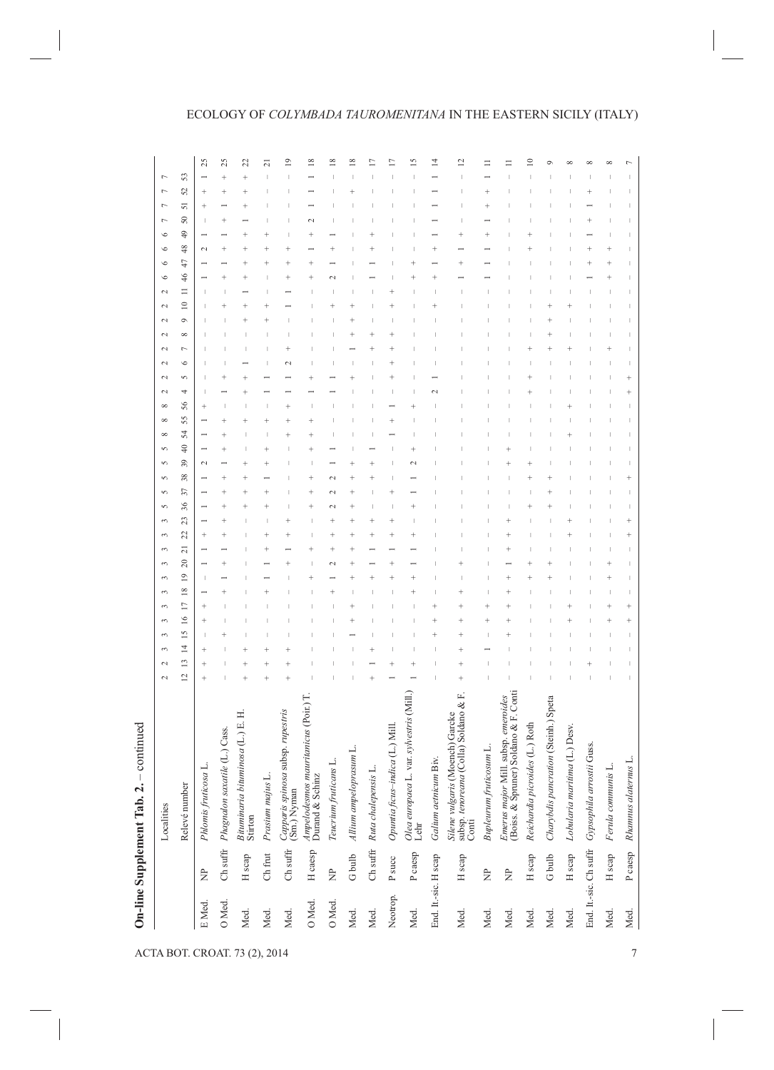**On-line Supplement Tab. 2.** – continued

| | | Localities | 2 | 2 | 3 | 3 | 3 | 3 | 3 | 3 | 3 | 3 | 3 | 3 | 5 | 5 | 5 | 5 | 5 | 8 | 8 | 8 | 2 | 2 | 2 | 2 | 2 | 2 | 2 | 2 | 6 | 6 | 6 | 6 | 7 | 7 | 7 | 7 | |
|---|---|---|---|---|---|---|---|---|---|---|---|---|---|---|---|---|---|---|---|---|---|---|---|---|---|---|---|---|---|---|---|---|---|---|---|---|---|---|---|
| | | Relevé number | 12 | 13 | 14 | 15 | 16 | 17 | 18 | 19 | 20 | 21 | 22 | 23 | 36 | 37 | 38 | 39 | 40 | 54 | 55 | 56 | 4 | 5 | 6 | 7 | 8 | 9 | 10 | 11 | 46 | 47 | 48 | 49 | 50 | 51 | 52 | 53 | |
| E Med. | NP | *Phlomis fruticosa* L. | + | + | + | – | + | + | 1 | – | 1 | 1 | + | 1 | 1 | 1 | 1 | 2 | 1 | 1 | 1 | + | – | – | – | – | – | – | – | – | 1 | 1 | 2 | 1 | – | + | + | 1 | 25 |
| O Med. | Ch suffr | *Phagnalon saxatile* (L.) Cass. | – | – | – | + | – | – | + | 1 | + | 1 | + | + | + | + | + | 1 | + | + | + | – | 1 | + | – | – | – | – | + | – | + | 1 | + | 1 | + | 1 | + | + | 25 |
| Med. | H scap | *Bituminaria bituminosa* (L.) E. H. Stirton | + | + | + | – | – | – | – | – | – | – | – | – | + | + | + | – | – | – | + | – | + | 1 | – | – | – | + | + | 1 | + | + | + | + | 1 | + | + | + | 22 |
| Med. | Ch frut | *Prasium majus* L. | + | + | + | – | – | – | + | 1 | 1 | + | + | – | + | + | 1 | + | + | – | + | – | 1 | 1 | – | – | – | + | + | – | – | + | + | + | – | – | – | – | 21 |
| Med. | Ch suffr | *Capparis spinosa* subsp. *rupestris* (Sm.) Nyman | + | + | + | – | – | – | – | + | 1 | + | + | – | – | – | – | – | – | + | + | + | 1 | 1 | 2 | + | – | – | 1 | 1 | + | + | + | – | – | – | – | – | 19 |
| O Med. | H caesp | *Ampelodesmos mauritanicus* (Poir.) T. Durand & Schinz | – | – | – | – | – | – | + | – | + | – | – | + | + | + | – | – | + | + | + | – | 1 | + | – | – | – | – | – | – | + | + | 1 | + | 2 | 1 | 1 | 1 | 18 |
| O Med. | NP | *Teucrium fruticans* L. | – | – | – | – | + | 1 | 2 | + | + | + | 2 | 2 | 2 | 1 | 1 | – | – | – | – | – | 1 | 1 | – | – | – | + | – | – | 2 | 1 | + | 1 | – | – | – | – | 18 |
| Med. | G bulb | *Allium ampeloprasum* L. | – | – | – | 1 | + | + | + | + | + | + | + | + | + | + | + | – | – | – | – | – | – | + | – | 1 | + | + | + | – | – | – | – | – | – | – | + | – | 18 |
| Med. | Ch suffr | *Ruta chalepensis* L. | + | 1 | + | – | – | – | + | 1 | 1 | + | + | – | – | + | + | 1 | – | – | – | – | – | – | – | + | + | – | – | – | 1 | 1 | + | + | – | – | – | – | 17 |
| Neotrop. | P succ | *Opuntia ficus-indica* (L.) Mill. | 1 | + | – | – | – | – | + | + | 1 | + | + | – | + | – | – | – | – | + | 1 | – | – | + | + | + | + | – | + | + | – | – | – | – | – | – | – | – | 17 |
| Med. | P caesp | *Olea europaea* L. var. *sylvestris* (Mill.) Lehr | 1 | + | – | – | – | + | + | 1 | 1 | + | + | + | 1 | 2 | + | – | – | – | + | – | – | – | – | – | – | – | – | – | + | + | – | – | – | – | – | – | 15 |
| End. It.-sic. | H scap | *Galium aetnicum* Biv. | – | – | – | + | + | + | – | – | – | – | – | – | – | – | – | – | – | – | – | – | 2 | 1 | – | – | – | – | + | – | + | 1 | + | 1 | 1 | 1 | 1 | 1 | 14 |
| Med. | H scap | *Silene vulgaris* (Moench) Garcke subsp. *tenoreana* (Colla) Soldano & F. Conti | + | + | + | + | + | + | + | + | – | – | – | – | – | – | – | – | – | – | – | – | – | – | – | – | – | – | – | – | 1 | + | 1 | + | – | – | – | – | 12 |
| Med. | NP | *Bupleurum fruticosum* L. | – | 1 | – | + | + | – | – | – | – | – | – | – | – | – | – | – | – | – | – | – | – | – | – | – | – | – | – | – | 1 | 1 | 1 | + | 1 | + | + | 1 | 11 |
| Med. | NP | *Emerus major* Mill. subsp. *emeroides* (Boiss. & Spruner) Soldano & F. Conti | – | – | + | + | + | + | 1 | + | + | + | + | – | – | – | – | + | + | – | – | – | – | – | – | – | – | – | – | – | – | – | – | – | – | – | – | – | 11 |
| Med. | H scap | *Reichardia picroides* (L.) Roth | – | – | – | – | – | – | + | + | – | – | – | + | + | + | – | – | – | – | – | – | + | + | – | + | – | – | – | – | + | + | – | – | – | – | – | – | 10 |
| Med. | G bulb | *Charybdis pancration* (Steinh.) Speta | – | – | – | – | – | – | + | + | – | – | – | – | + | + | – | – | – | – | – | – | – | – | – | + | + | + | – | – | – | – | – | – | – | – | – | – | 9 |
| Med. | H scap | *Lobularia maritima* (L.) Desv. | – | – | – | + | + | – | – | – | – | + | + | – | – | – | – | – | – | + | + | – | – | – | – | + | – | – | + | – | – | – | – | – | – | – | – | – | 8 |
| End. It.-sic. | Ch suffr | *Gypsophila arrostii* Guss. | – | + | – | – | – | – | – | – | – | – | – | – | – | – | – | – | – | – | – | – | – | – | – | – | – | – | – | – | 1 | + | + | + | 1 | + | + | – | 8 |
| Med. | H scap | *Ferula communis* L. | – | – | – | + | + | – | + | + | – | – | – | – | – | – | – | – | – | – | – | – | – | – | – | + | – | – | – | – | + | + | + | – | – | – | – | – | 8 |
| Med. | P caesp | *Rhamnus alaternus* L. | – | – | – | + | + | – | – | – | – | + | + | – | – | + | – | – | – | – | – | – | + | + | – | – | – | – | – | – | – | – | – | – | – | – | – | – | 7 |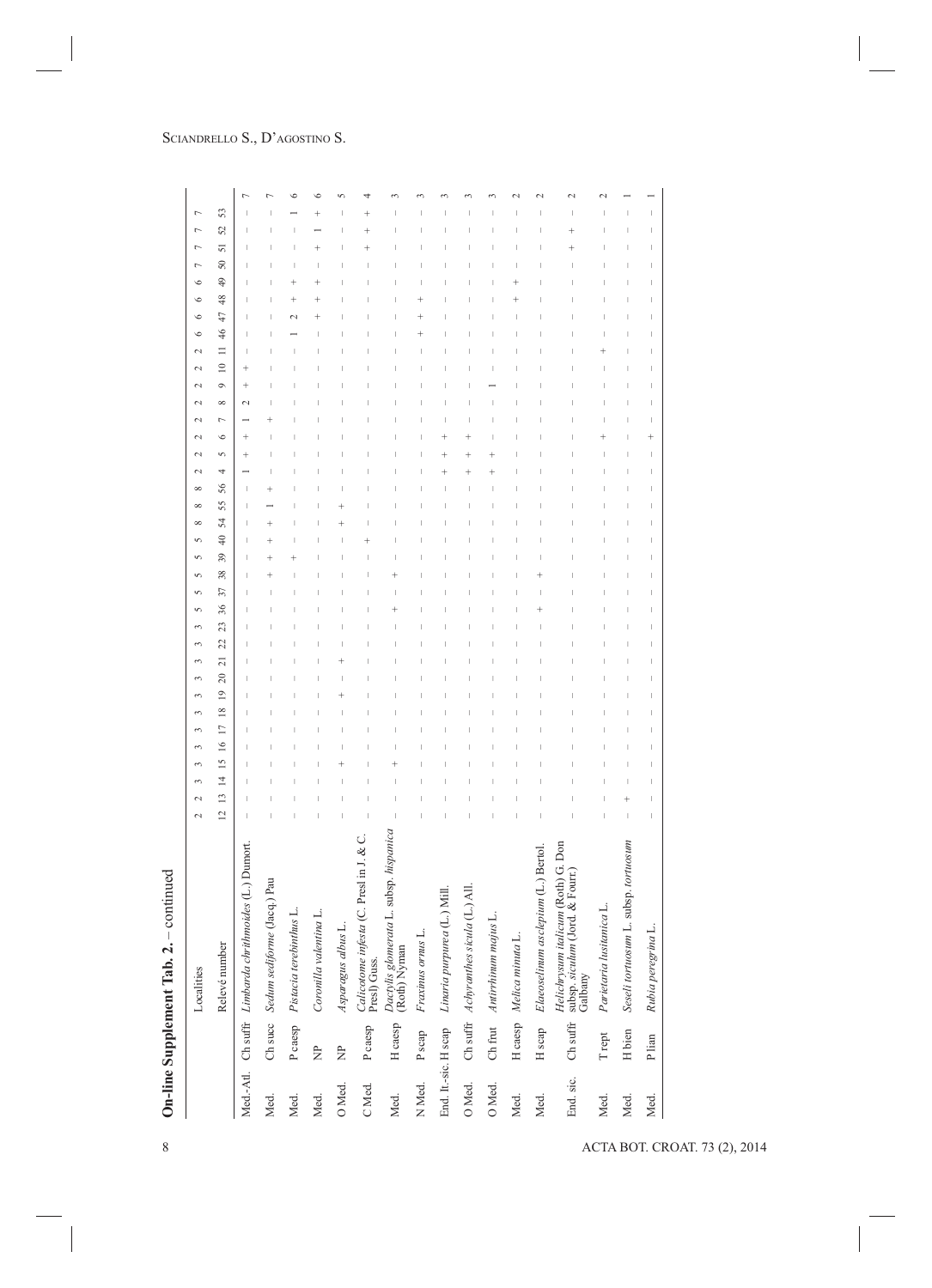**On-line Supplement Tab. 2.** – continued

| | | Localities | 2 | 2 | 3 | 3 | 3 | 3 | 3 | 3 | 3 | 3 | 3 | 3 | 5 | 5 | 5 | 5 | 5 | 8 | 8 | 8 | 2 | 2 | 2 | 2 | 2 | 2 | 2 | 2 | 6 | 6 | 6 | 6 | 7 | 7 | 7 | 7 | |
|---|---|---|---|---|---|---|---|---|---|---|---|---|---|---|---|---|---|---|---|---|---|---|---|---|---|---|---|---|---|---|---|---|---|---|---|---|---|---|---|
| | | Relevé number | 12 | 13 | 14 | 15 | 16 | 17 | 18 | 19 | 20 | 21 | 22 | 23 | 36 | 37 | 38 | 39 | 40 | 54 | 55 | 56 | 4 | 5 | 6 | 7 | 8 | 9 | 10 | 11 | 46 | 47 | 48 | 49 | 50 | 51 | 52 | 53 | |
| Med.-Atl. | Ch suffr | *Limbarda crithmoides* (L.) Dumort. | – | – | – | – | – | – | – | – | – | – | – | – | – | – | – | – | – | – | – | – | 1 | + | + | 1 | 2 | + | + | – | – | – | – | – | – | – | – | – | 7 |
| Med. | Ch succ | *Sedum sediforme* (Jacq.) Pau | – | – | – | – | – | – | – | – | – | – | – | – | – | – | + | + | + | + | 1 | + | – | – | – | + | – | – | – | – | – | – | – | – | – | – | – | – | 7 |
| Med. | P caesp | *Pistacia terebinthus* L. | – | – | – | – | – | – | – | – | – | – | – | – | – | – | – | + | – | – | – | – | – | – | – | – | – | – | – | – | 1 | 2 | + | + | – | – | – | 1 | 6 |
| Med. | NP | *Coronilla valentina* L. | – | – | – | – | – | – | – | – | – | – | – | – | – | – | – | – | – | – | – | – | – | – | – | – | – | – | – | – | – | + | + | + | – | + | 1 | + | 6 |
| O Med. | NP | *Asparagus albus* L. | – | – | – | + | – | – | – | + | – | + | – | – | – | – | – | – | – | + | + | – | – | – | – | – | – | – | – | – | – | – | – | – | – | – | – | – | 5 |
| C Med. | P caesp | *Calicotome infesta* (C. Presl in J. & C. Presl) Guss. | – | – | – | – | – | – | – | – | – | – | – | – | – | – | – | – | + | – | – | – | – | – | – | – | – | – | – | – | – | – | – | – | – | + | + | + | 4 |
| Med. | H caesp | *Dactylis glomerata* L. subsp. *hispanica* (Roth) Nyman | – | – | + | – | – | – | – | – | – | – | – | – | + | – | + | – | – | – | – | – | – | – | – | – | – | – | – | – | – | – | – | – | – | – | – | – | 3 |
| N Med. | P scap | *Fraxinus ornus* L. | – | – | – | – | – | – | – | – | – | – | – | – | – | – | – | – | – | – | – | – | – | – | – | – | – | – | – | – | + | + | + | – | – | – | – | – | 3 |
| End. It.-sic. | H scap | *Linaria purpurea* (L.) Mill. | – | – | – | – | – | – | – | – | – | – | – | – | – | – | – | – | – | – | – | – | + | + | + | – | – | – | – | – | – | – | – | – | – | – | – | – | 3 |
| O Med. | Ch suffr | *Achyranthes sicula* (L.) All. | – | – | – | – | – | – | – | – | – | – | – | – | – | – | – | – | – | – | – | – | + | + | + | – | – | – | – | – | – | – | – | – | – | – | – | – | 3 |
| O Med. | Ch frut | *Antirrhinum majus* L. | – | – | – | – | – | – | – | – | – | – | – | – | – | – | – | – | – | – | – | – | + | + | – | – | – | 1 | – | – | – | – | – | – | – | – | – | – | 3 |
| Med. | H caesp | *Melica minuta* L. | – | – | – | – | – | – | – | – | – | – | – | – | – | – | – | – | – | – | – | – | – | – | – | – | – | – | – | – | – | – | + | + | – | – | – | – | 2 |
| Med. | H scap | *Elaeoselinum asclepium* (L.) Bertol. | – | – | – | – | – | – | – | – | – | – | – | – | + | – | + | – | – | – | – | – | – | – | – | – | – | – | – | – | – | – | – | – | – | – | – | – | 2 |
| End. sic. | Ch suffr | *Helichrysum italicum* (Roth) G. Don subsp. *siculum* (Jord. & Fourr.) Galbany | – | – | – | – | – | – | – | – | – | – | – | – | – | – | – | – | – | – | – | – | – | – | – | – | – | – | – | – | – | – | – | – | – | + | + | – | 2 |
| Med. | T rept | *Parietaria lusitanica* L. | – | – | – | – | – | – | – | – | – | – | – | – | – | – | – | – | – | – | – | – | – | + | – | – | – | – | – | + | – | – | – | – | – | – | – | – | 2 |
| Med. | H bien | *Seseli tortuosum* L. subsp. *tortuosum* | – | + | – | – | – | – | – | – | – | – | – | – | – | – | – | – | – | – | – | – | – | – | – | – | – | – | – | – | – | – | – | – | – | – | – | – | 1 |
| Med. | P lian | *Rubia peregrina* L. | – | – | – | – | – | – | – | – | – | – | – | – | – | – | – | – | – | – | – | – | – | + | – | – | – | – | – | – | – | – | – | – | – | – | – | – | 1 |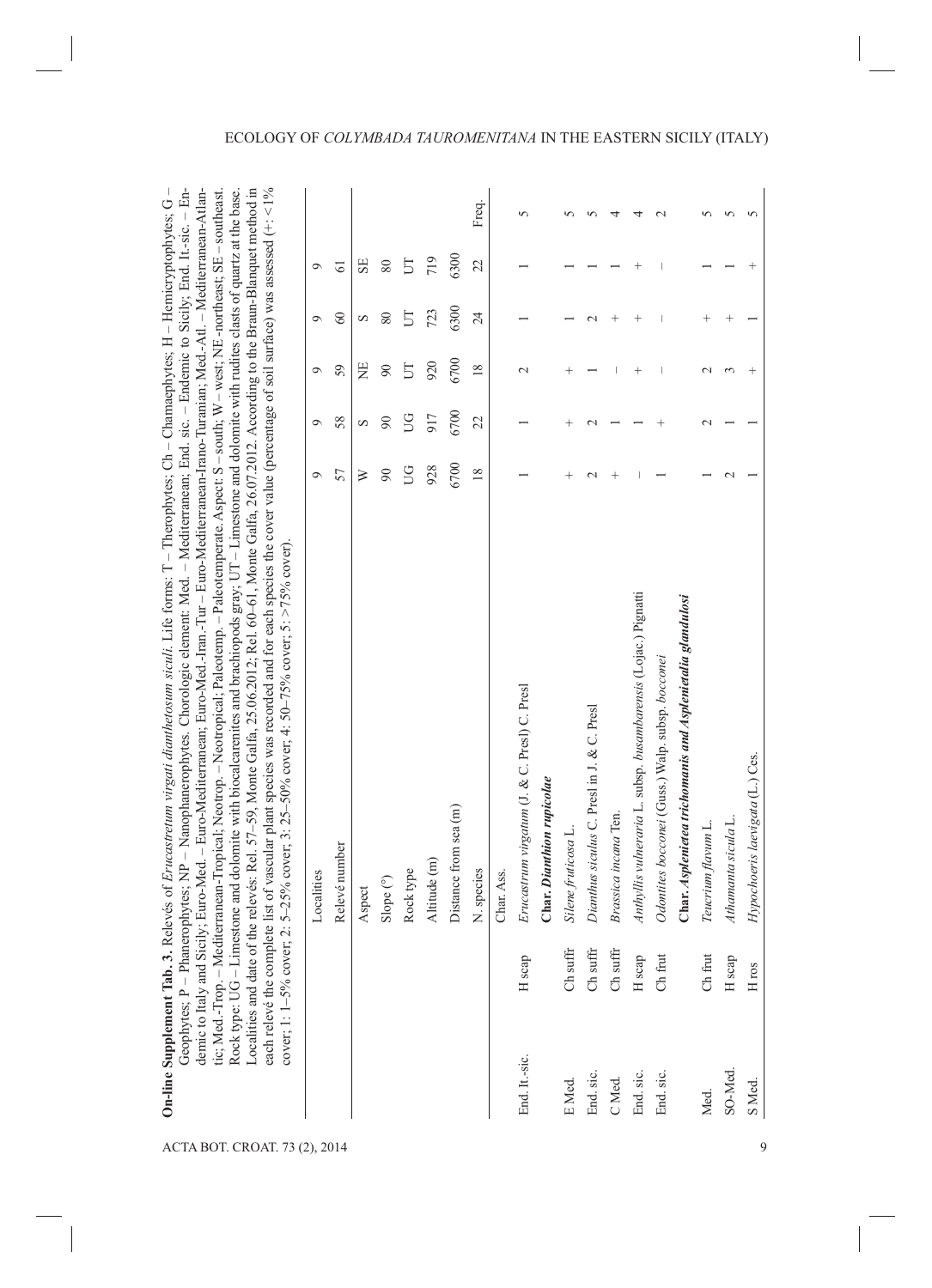**On-line Supplement Tab. 3.** Relevés of *Erucastretum virgati dianthetosum siculi*. Life forms: T – Therophytes; Ch – Chamaephytes; H – Hemicryptophytes; G – Geophytes; NP – Nanophanerophytes; P – Phanerophytes. Chorologic element: Med. – Mediterranean; End. sic. – Endemic to Sicily; End. It.-sic. – Endemic to Italy and Sicily; Euro-Med. – Euro-Mediterranean; Euro-Med.-Iran.-Tur – Euro-Mediterranean-Irano-Turanian; Med.-Atl. – Mediterranean-Atlantic; Med.-Trop. – Mediterranean-Tropical; Neotrop. – Neotropical; Paleotemp. – Paleotemperate. Aspect: S – south; W – west; NE -northeast; SE – southeast. Rock type: UG – Limestone and dolomite with biocalcarenites and brachiopods gray; UT – Limestone and dolomite with rudites clasts of quartz at the base. Localities and date of the relevés: Rel. 57–59, Monte Galfa, 25.06.2012; Rel. 60–61, Monte Galfa, 26.07.2012. According to the Braun-Blanquet method in each relevé the complete list of vascular plant species was recorded and for each species the cover value (percentage of soil surface) was assessed (+: <1% cover; 1: 1–5% cover; 2: 5–25% cover; 3: 25–50% cover; 4: 50–75% cover; 5: >75% cover).

| | | Localities | 9 | 9 | 9 | 9 | 9 | |
|---|---|---|---|---|---|---|---|---|
| | | Relevé number | 57 | 58 | 59 | 60 | 61 | |
| | | Aspect | W | S | NE | S | SE | |
| | | Slope (°) | 90 | 90 | 90 | 80 | 80 | |
| | | Rock type | UG | UG | UT | UT | UT | |
| | | Altitude (m) | 928 | 917 | 920 | 723 | 719 | |
| | | Distance from sea (m) | 6700 | 6700 | 6700 | 6300 | 6300 | |
| | | N. species | 18 | 22 | 18 | 24 | 22 | Freq. |
| | | Char. Ass. | | | | | | |
| End. It.-sic. | H scap | *Erucastrum virgatum* (J. & C. Presl) C. Presl | 1 | 1 | 2 | 1 | 1 | 5 |
| | | **Char. *Dianthion rupicolae*** | | | | | | |
| E Med. | Ch suffr | *Silene fruticosa* L. | + | + | + | 1 | 1 | 5 |
| End. sic. | Ch suffr | *Dianthus siculus* C. Presl in J. & C. Presl | 2 | 2 | 1 | 2 | 1 | 5 |
| C Med. | Ch suffr | *Brassica incana* Ten. | + | 1 | – | + | 1 | 4 |
| End. sic. | H scap | *Anthyllis vulneraria* L. subsp. *busambarensis* (Lojac.) Pignatti | – | 1 | + | + | + | 4 |
| End. sic. | Ch frut | *Odontites bocconei* (Guss.) Walp. subsp. *bocconei* | 1 | + | – | – | – | 2 |
| | | **Char. *Asplenietea trichomanis* and *Asplenietalia glandulosi*** | | | | | | |
| Med. | Ch frut | *Teucrium flavum* L. | 1 | 2 | 2 | + | 1 | 5 |
| SO-Med. | H scap | *Athamanta sicula* L. | 2 | 1 | 3 | + | 1 | 5 |
| S Med. | H ros | *Hypochoeris laevigata* (L.) Ces. | 1 | 1 | + | 1 | + | 5 |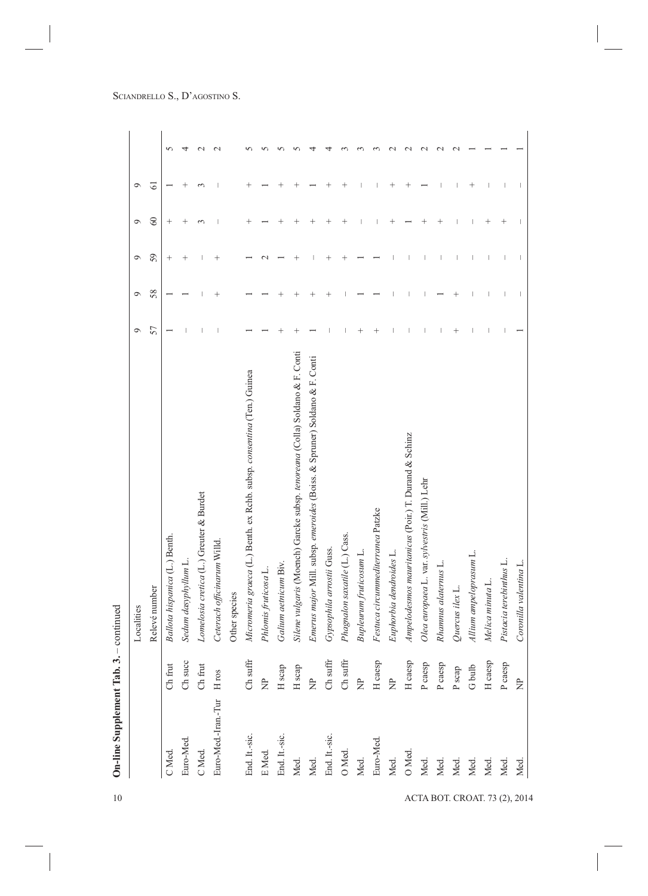**On-line Supplement Tab. 3.** – continued

| | | Localities | 9 | 9 | 9 | 9 | 9 | |
|---|---|---|---|---|---|---|---|---|
| | | Relevé number | 57 | 58 | 59 | 60 | 61 | |
| C Med. | Ch frut | *Ballota hispanica* (L.) Benth. | 1 | 1 | + | + | 1 | 5 |
| Euro-Med. | Ch succ | *Sedum dasyphyllum* L. | – | 1 | + | + | + | 4 |
| C Med. | Ch frut | *Lomelosia cretica* (L.) Greuter & Burdet | – | – | – | 3 | 3 | 2 |
| Euro-Med.-Iran.-Tur | H ros | *Ceterach officinarum* Willd. | – | + | + | – | – | 2 |
| | | Other species | | | | | | |
| End. It.-sic. | Ch suffr | *Micromeria graeca* (L.) Benth. ex Rchb. subsp. *consentina* (Ten.) Guinea | 1 | 1 | 1 | + | + | 5 |
| E Med. | NP | *Phlomis fruticosa* L. | 1 | 1 | 2 | 1 | 1 | 5 |
| End. It.-sic. | H scap | *Galium aetnicum* Biv. | + | + | 1 | + | + | 5 |
| Med. | H scap | *Silene vulgaris* (Moench) Garcke subsp. *tenoreana* (Colla) Soldano & F. Conti | + | + | + | + | + | 5 |
| Med. | NP | *Emerus major* Mill. subsp. *emeroides* (Boiss. & Spruner) Soldano & F. Conti | 1 | + | – | + | 1 | 4 |
| End. It.-sic. | Ch suffr | *Gypsophila arrostii* Guss. | – | + | + | + | + | 4 |
| O Med. | Ch suffr | *Phagnalon saxatile* (L.) Cass. | – | – | + | + | + | 3 |
| Med. | NP | *Bupleurum fruticosum* L. | + | 1 | 1 | – | – | 3 |
| Euro-Med. | H caesp | *Festuca circummediterranea* Patzke | + | 1 | 1 | – | – | 3 |
| Med. | NP | *Euphorbia dendroides* L. | – | – | – | + | + | 2 |
| O Med. | H caesp | *Ampelodesmos mauritanicus* (Poir.) T. Durand & Schinz | – | – | – | 1 | + | 2 |
| Med. | P caesp | *Olea europaea* L. var. *sylvestris* (Mill.) Lehr | – | – | – | + | 1 | 2 |
| Med. | P caesp | *Rhamnus alaternus* L. | – | 1 | – | + | – | 2 |
| Med. | P scap | *Quercus ilex* L. | + | + | – | – | – | 2 |
| Med. | G bulb | *Allium ampeloprasum* L. | – | – | – | – | + | 1 |
| Med. | H caesp | *Melica minuta* L. | – | – | – | + | – | 1 |
| Med. | P caesp | *Pistacia terebinthus* L. | – | – | – | + | – | 1 |
| Med. | NP | *Coronilla valentina* L. | 1 | – | – | – | – | 1 |